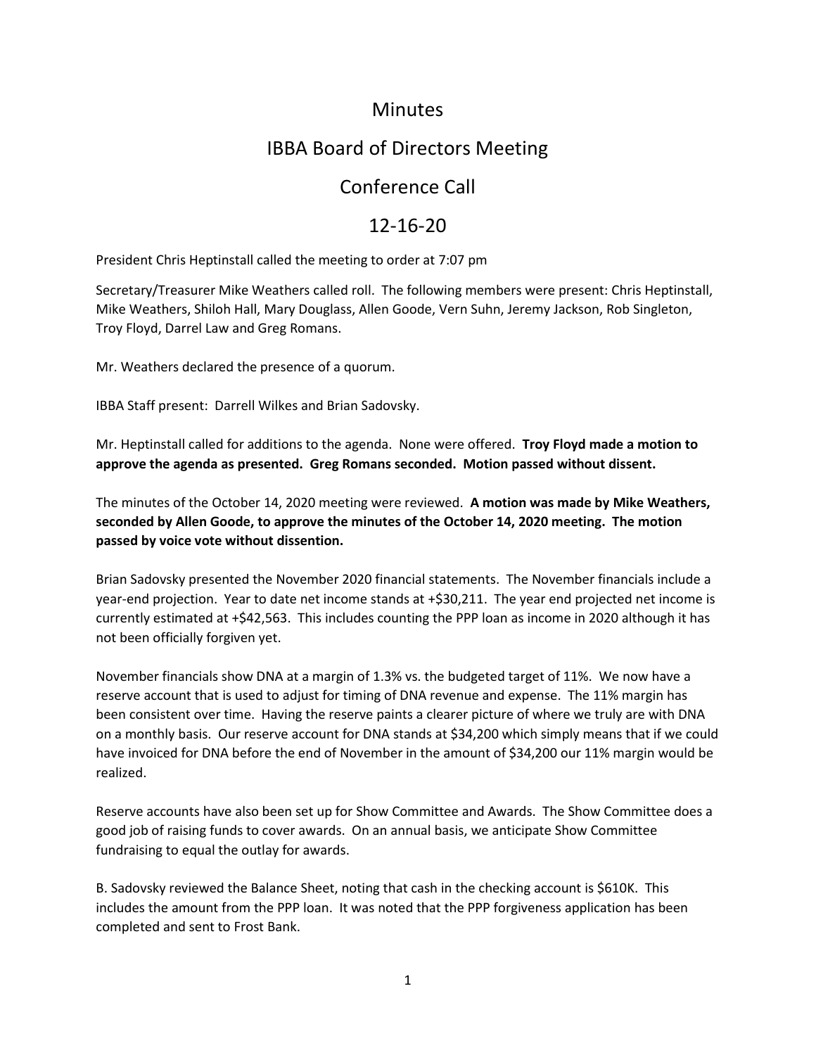# Minutes

## IBBA Board of Directors Meeting

## Conference Call

## 12-16-20

President Chris Heptinstall called the meeting to order at 7:07 pm

Secretary/Treasurer Mike Weathers called roll. The following members were present: Chris Heptinstall, Mike Weathers, Shiloh Hall, Mary Douglass, Allen Goode, Vern Suhn, Jeremy Jackson, Rob Singleton, Troy Floyd, Darrel Law and Greg Romans.

Mr. Weathers declared the presence of a quorum.

IBBA Staff present: Darrell Wilkes and Brian Sadovsky.

Mr. Heptinstall called for additions to the agenda. None were offered. **Troy Floyd made a motion to approve the agenda as presented. Greg Romans seconded. Motion passed without dissent.**

The minutes of the October 14, 2020 meeting were reviewed. **A motion was made by Mike Weathers, seconded by Allen Goode, to approve the minutes of the October 14, 2020 meeting. The motion passed by voice vote without dissention.**

Brian Sadovsky presented the November 2020 financial statements. The November financials include a year-end projection. Year to date net income stands at +$30,211. The year end projected net income is currently estimated at +$42,563. This includes counting the PPP loan as income in 2020 although it has not been officially forgiven yet.

November financials show DNA at a margin of 1.3% vs. the budgeted target of 11%. We now have a reserve account that is used to adjust for timing of DNA revenue and expense. The 11% margin has been consistent over time. Having the reserve paints a clearer picture of where we truly are with DNA on a monthly basis. Our reserve account for DNA stands at $34,200 which simply means that if we could have invoiced for DNA before the end of November in the amount of $34,200 our 11% margin would be realized.

Reserve accounts have also been set up for Show Committee and Awards. The Show Committee does a good job of raising funds to cover awards. On an annual basis, we anticipate Show Committee fundraising to equal the outlay for awards.

B. Sadovsky reviewed the Balance Sheet, noting that cash in the checking account is $610K. This includes the amount from the PPP loan. It was noted that the PPP forgiveness application has been completed and sent to Frost Bank.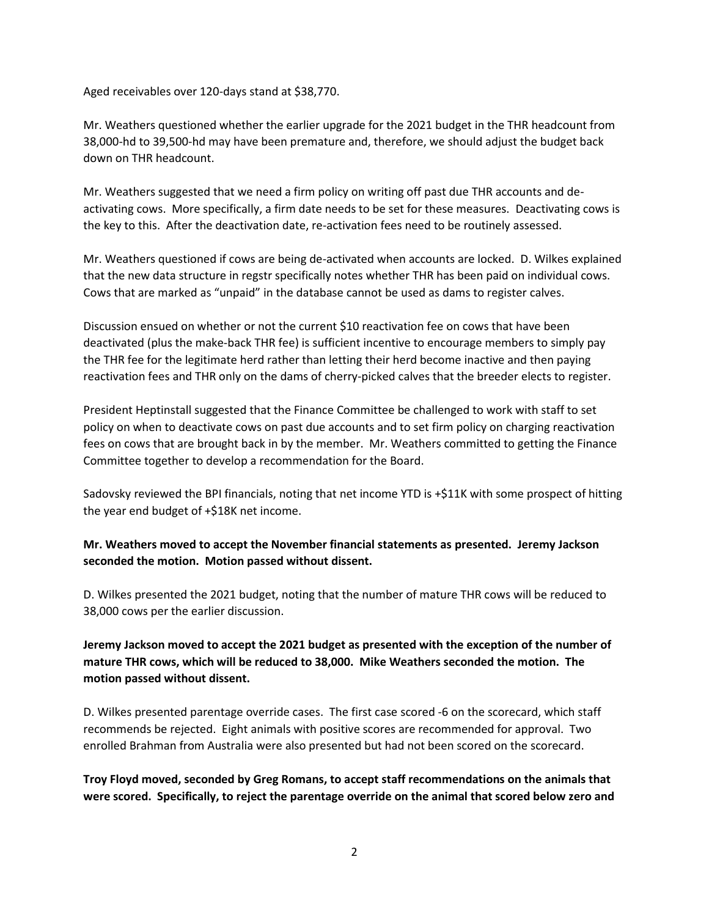Aged receivables over 120-days stand at $38,770.

Mr. Weathers questioned whether the earlier upgrade for the 2021 budget in the THR headcount from 38,000-hd to 39,500-hd may have been premature and, therefore, we should adjust the budget back down on THR headcount.

Mr. Weathers suggested that we need a firm policy on writing off past due THR accounts and de-activating cows. More specifically, a firm date needs to be set for these measures. Deactivating cows is the key to this. After the deactivation date, re-activation fees need to be routinely assessed.

Mr. Weathers questioned if cows are being de-activated when accounts are locked. D. Wilkes explained that the new data structure in regstr specifically notes whether THR has been paid on individual cows. Cows that are marked as "unpaid" in the database cannot be used as dams to register calves.

Discussion ensued on whether or not the current $10 reactivation fee on cows that have been deactivated (plus the make-back THR fee) is sufficient incentive to encourage members to simply pay the THR fee for the legitimate herd rather than letting their herd become inactive and then paying reactivation fees and THR only on the dams of cherry-picked calves that the breeder elects to register.

President Heptinstall suggested that the Finance Committee be challenged to work with staff to set policy on when to deactivate cows on past due accounts and to set firm policy on charging reactivation fees on cows that are brought back in by the member. Mr. Weathers committed to getting the Finance Committee together to develop a recommendation for the Board.

Sadovsky reviewed the BPI financials, noting that net income YTD is +$11K with some prospect of hitting the year end budget of +$18K net income.

**Mr. Weathers moved to accept the November financial statements as presented. Jeremy Jackson seconded the motion. Motion passed without dissent.**

D. Wilkes presented the 2021 budget, noting that the number of mature THR cows will be reduced to 38,000 cows per the earlier discussion.

**Jeremy Jackson moved to accept the 2021 budget as presented with the exception of the number of mature THR cows, which will be reduced to 38,000. Mike Weathers seconded the motion. The motion passed without dissent.**

D. Wilkes presented parentage override cases. The first case scored -6 on the scorecard, which staff recommends be rejected. Eight animals with positive scores are recommended for approval. Two enrolled Brahman from Australia were also presented but had not been scored on the scorecard.

**Troy Floyd moved, seconded by Greg Romans, to accept staff recommendations on the animals that were scored. Specifically, to reject the parentage override on the animal that scored below zero and**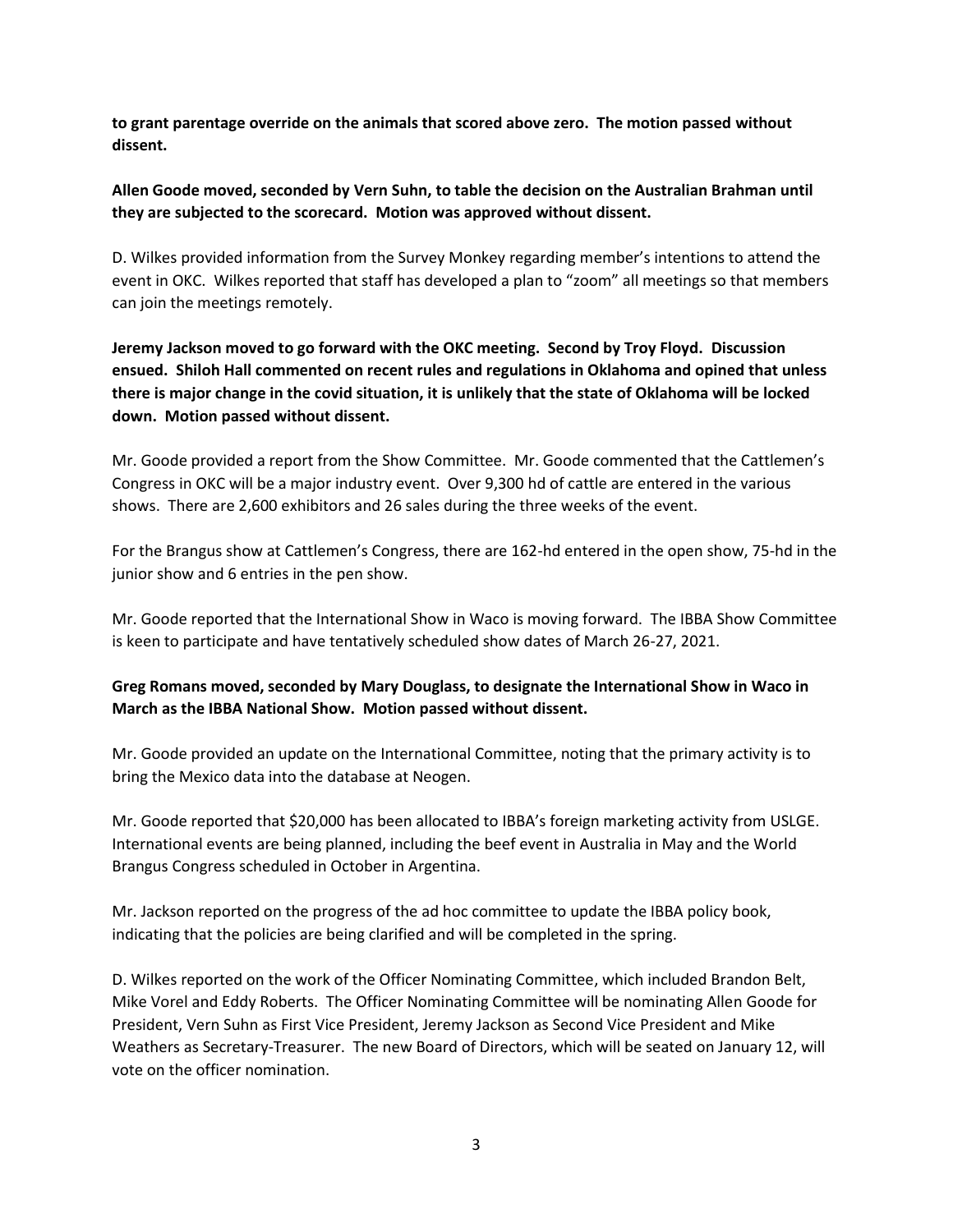**to grant parentage override on the animals that scored above zero. The motion passed without dissent.**

**Allen Goode moved, seconded by Vern Suhn, to table the decision on the Australian Brahman until they are subjected to the scorecard. Motion was approved without dissent.**

D. Wilkes provided information from the Survey Monkey regarding member's intentions to attend the event in OKC. Wilkes reported that staff has developed a plan to "zoom" all meetings so that members can join the meetings remotely.

**Jeremy Jackson moved to go forward with the OKC meeting. Second by Troy Floyd. Discussion ensued. Shiloh Hall commented on recent rules and regulations in Oklahoma and opined that unless there is major change in the covid situation, it is unlikely that the state of Oklahoma will be locked down. Motion passed without dissent.**

Mr. Goode provided a report from the Show Committee. Mr. Goode commented that the Cattlemen's Congress in OKC will be a major industry event. Over 9,300 hd of cattle are entered in the various shows. There are 2,600 exhibitors and 26 sales during the three weeks of the event.

For the Brangus show at Cattlemen's Congress, there are 162-hd entered in the open show, 75-hd in the junior show and 6 entries in the pen show.

Mr. Goode reported that the International Show in Waco is moving forward. The IBBA Show Committee is keen to participate and have tentatively scheduled show dates of March 26-27, 2021.

**Greg Romans moved, seconded by Mary Douglass, to designate the International Show in Waco in March as the IBBA National Show. Motion passed without dissent.**

Mr. Goode provided an update on the International Committee, noting that the primary activity is to bring the Mexico data into the database at Neogen.

Mr. Goode reported that $20,000 has been allocated to IBBA's foreign marketing activity from USLGE. International events are being planned, including the beef event in Australia in May and the World Brangus Congress scheduled in October in Argentina.

Mr. Jackson reported on the progress of the ad hoc committee to update the IBBA policy book, indicating that the policies are being clarified and will be completed in the spring.

D. Wilkes reported on the work of the Officer Nominating Committee, which included Brandon Belt, Mike Vorel and Eddy Roberts. The Officer Nominating Committee will be nominating Allen Goode for President, Vern Suhn as First Vice President, Jeremy Jackson as Second Vice President and Mike Weathers as Secretary-Treasurer. The new Board of Directors, which will be seated on January 12, will vote on the officer nomination.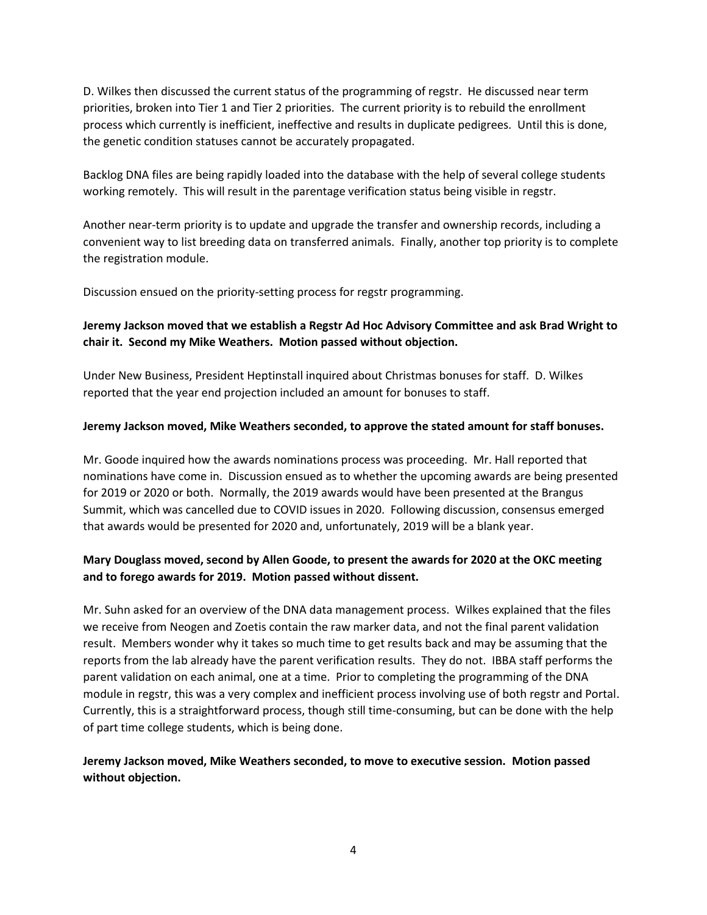D. Wilkes then discussed the current status of the programming of regstr. He discussed near term priorities, broken into Tier 1 and Tier 2 priorities. The current priority is to rebuild the enrollment process which currently is inefficient, ineffective and results in duplicate pedigrees. Until this is done, the genetic condition statuses cannot be accurately propagated.

Backlog DNA files are being rapidly loaded into the database with the help of several college students working remotely. This will result in the parentage verification status being visible in regstr.

Another near-term priority is to update and upgrade the transfer and ownership records, including a convenient way to list breeding data on transferred animals. Finally, another top priority is to complete the registration module.

Discussion ensued on the priority-setting process for regstr programming.

**Jeremy Jackson moved that we establish a Regstr Ad Hoc Advisory Committee and ask Brad Wright to chair it. Second my Mike Weathers. Motion passed without objection.**

Under New Business, President Heptinstall inquired about Christmas bonuses for staff. D. Wilkes reported that the year end projection included an amount for bonuses to staff.

**Jeremy Jackson moved, Mike Weathers seconded, to approve the stated amount for staff bonuses.**

Mr. Goode inquired how the awards nominations process was proceeding. Mr. Hall reported that nominations have come in. Discussion ensued as to whether the upcoming awards are being presented for 2019 or 2020 or both. Normally, the 2019 awards would have been presented at the Brangus Summit, which was cancelled due to COVID issues in 2020. Following discussion, consensus emerged that awards would be presented for 2020 and, unfortunately, 2019 will be a blank year.

**Mary Douglass moved, second by Allen Goode, to present the awards for 2020 at the OKC meeting and to forego awards for 2019. Motion passed without dissent.**

Mr. Suhn asked for an overview of the DNA data management process. Wilkes explained that the files we receive from Neogen and Zoetis contain the raw marker data, and not the final parent validation result. Members wonder why it takes so much time to get results back and may be assuming that the reports from the lab already have the parent verification results. They do not. IBBA staff performs the parent validation on each animal, one at a time. Prior to completing the programming of the DNA module in regstr, this was a very complex and inefficient process involving use of both regstr and Portal. Currently, this is a straightforward process, though still time-consuming, but can be done with the help of part time college students, which is being done.

**Jeremy Jackson moved, Mike Weathers seconded, to move to executive session. Motion passed without objection.**